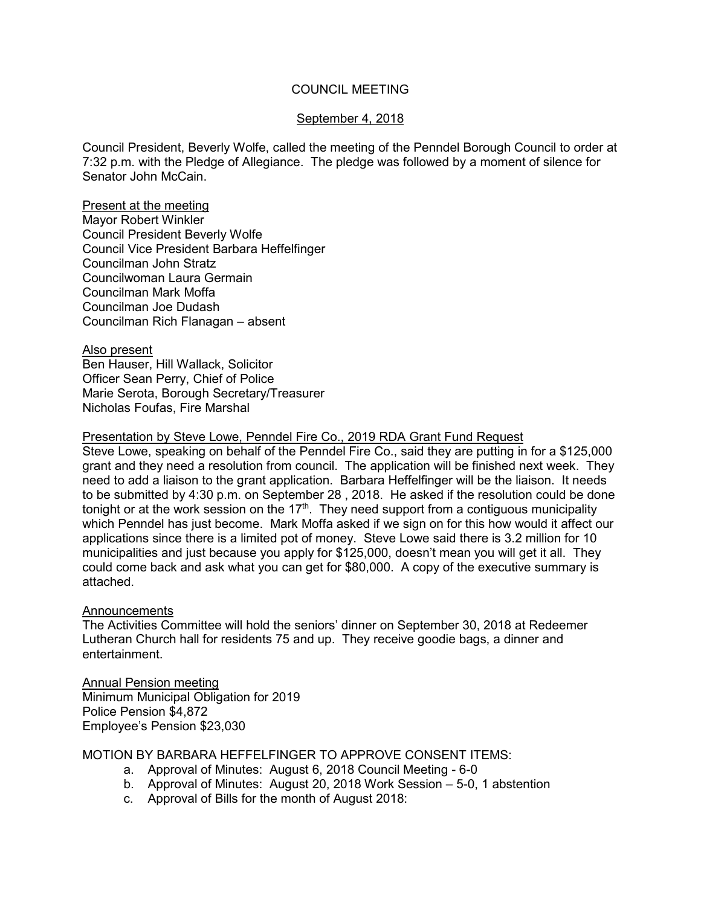# COUNCIL MEETING

## September 4, 2018

Council President, Beverly Wolfe, called the meeting of the Penndel Borough Council to order at 7:32 p.m. with the Pledge of Allegiance. The pledge was followed by a moment of silence for Senator John McCain.

Present at the meeting
Mayor Robert Winkler
Council President Beverly Wolfe
Council Vice President Barbara Heffelfinger
Councilman John Stratz
Councilwoman Laura Germain
Councilman Mark Moffa
Councilman Joe Dudash
Councilman Rich Flanagan – absent

Also present
Ben Hauser, Hill Wallack, Solicitor
Officer Sean Perry, Chief of Police
Marie Serota, Borough Secretary/Treasurer
Nicholas Foufas, Fire Marshal

Presentation by Steve Lowe, Penndel Fire Co., 2019 RDA Grant Fund Request

Steve Lowe, speaking on behalf of the Penndel Fire Co., said they are putting in for a $125,000 grant and they need a resolution from council. The application will be finished next week. They need to add a liaison to the grant application. Barbara Heffelfinger will be the liaison. It needs to be submitted by 4:30 p.m. on September 28 , 2018. He asked if the resolution could be done tonight or at the work session on the 17th. They need support from a contiguous municipality which Penndel has just become. Mark Moffa asked if we sign on for this how would it affect our applications since there is a limited pot of money. Steve Lowe said there is 3.2 million for 10 municipalities and just because you apply for $125,000, doesn't mean you will get it all. They could come back and ask what you can get for $80,000. A copy of the executive summary is attached.

Announcements

The Activities Committee will hold the seniors' dinner on September 30, 2018 at Redeemer Lutheran Church hall for residents 75 and up. They receive goodie bags, a dinner and entertainment.

Annual Pension meeting
Minimum Municipal Obligation for 2019
Police Pension $4,872
Employee's Pension $23,030

MOTION BY BARBARA HEFFELFINGER TO APPROVE CONSENT ITEMS:

a. Approval of Minutes: August 6, 2018 Council Meeting - 6-0
b. Approval of Minutes: August 20, 2018 Work Session – 5-0, 1 abstention
c. Approval of Bills for the month of August 2018: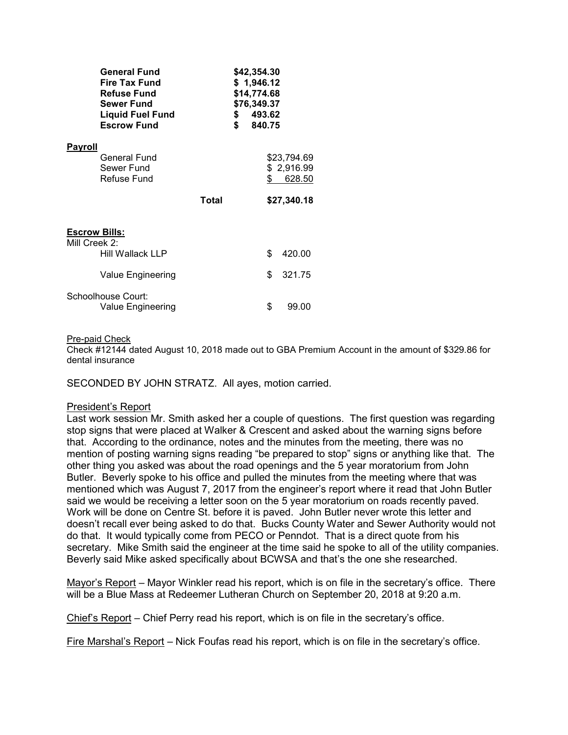| | |
|---|---|
| **General Fund** | **$42,354.30** |
| **Fire Tax Fund** | **$ 1,946.12** |
| **Refuse Fund** | **$14,774.68** |
| **Sewer Fund** | **$76,349.37** |
| **Liquid Fuel Fund** | **$ 493.62** |
| **Escrow Fund** | **$ 840.75** |

**Payroll**

| | | |
|---|---|---|
| General Fund | | $23,794.69 |
| Sewer Fund | | $ 2,916.99 |
| Refuse Fund | | $ 628.50 |
| | **Total** | **$27,340.18** |

**Escrow Bills:**

| | |
|---|---|
| Mill Creek 2: | |
| Hill Wallack LLP | $ 420.00 |
| Value Engineering | $ 321.75 |
| Schoolhouse Court: | |
| Value Engineering | $ 99.00 |

Pre-paid Check

Check #12144 dated August 10, 2018 made out to GBA Premium Account in the amount of $329.86 for dental insurance

SECONDED BY JOHN STRATZ. All ayes, motion carried.

President's Report

Last work session Mr. Smith asked her a couple of questions. The first question was regarding stop signs that were placed at Walker & Crescent and asked about the warning signs before that. According to the ordinance, notes and the minutes from the meeting, there was no mention of posting warning signs reading "be prepared to stop" signs or anything like that. The other thing you asked was about the road openings and the 5 year moratorium from John Butler. Beverly spoke to his office and pulled the minutes from the meeting where that was mentioned which was August 7, 2017 from the engineer's report where it read that John Butler said we would be receiving a letter soon on the 5 year moratorium on roads recently paved. Work will be done on Centre St. before it is paved. John Butler never wrote this letter and doesn't recall ever being asked to do that. Bucks County Water and Sewer Authority would not do that. It would typically come from PECO or Penndot. That is a direct quote from his secretary. Mike Smith said the engineer at the time said he spoke to all of the utility companies. Beverly said Mike asked specifically about BCWSA and that's the one she researched.

Mayor's Report – Mayor Winkler read his report, which is on file in the secretary's office. There will be a Blue Mass at Redeemer Lutheran Church on September 20, 2018 at 9:20 a.m.

Chief's Report – Chief Perry read his report, which is on file in the secretary's office.

Fire Marshal's Report – Nick Foufas read his report, which is on file in the secretary's office.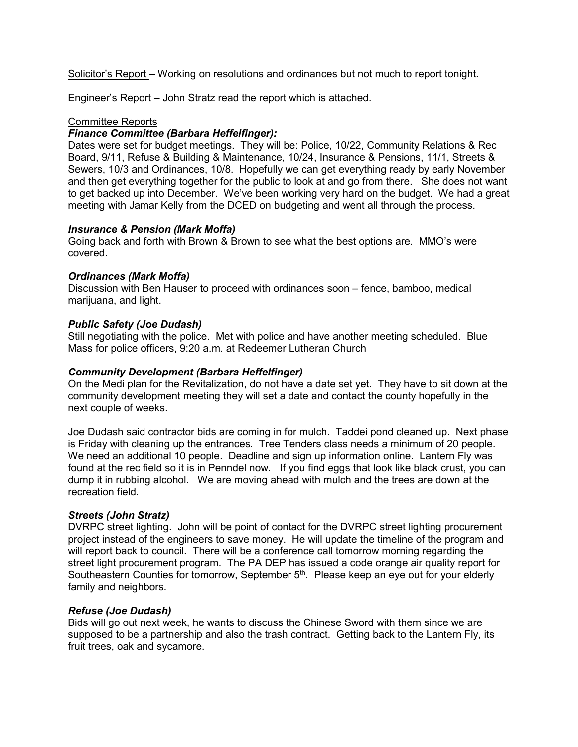<u>Solicitor's Report</u> – Working on resolutions and ordinances but not much to report tonight.

<u>Engineer's Report</u> – John Stratz read the report which is attached.

<u>Committee Reports</u>

***Finance Committee (Barbara Heffelfinger):***

Dates were set for budget meetings. They will be: Police, 10/22, Community Relations & Rec Board, 9/11, Refuse & Building & Maintenance, 10/24, Insurance & Pensions, 11/1, Streets & Sewers, 10/3 and Ordinances, 10/8. Hopefully we can get everything ready by early November and then get everything together for the public to look at and go from there. She does not want to get backed up into December. We've been working very hard on the budget. We had a great meeting with Jamar Kelly from the DCED on budgeting and went all through the process.

***Insurance & Pension (Mark Moffa)***

Going back and forth with Brown & Brown to see what the best options are. MMO's were covered.

***Ordinances (Mark Moffa)***

Discussion with Ben Hauser to proceed with ordinances soon – fence, bamboo, medical marijuana, and light.

***Public Safety (Joe Dudash)***

Still negotiating with the police. Met with police and have another meeting scheduled. Blue Mass for police officers, 9:20 a.m. at Redeemer Lutheran Church

***Community Development (Barbara Heffelfinger)***

On the Medi plan for the Revitalization, do not have a date set yet. They have to sit down at the community development meeting they will set a date and contact the county hopefully in the next couple of weeks.

Joe Dudash said contractor bids are coming in for mulch. Taddei pond cleaned up. Next phase is Friday with cleaning up the entrances. Tree Tenders class needs a minimum of 20 people. We need an additional 10 people. Deadline and sign up information online. Lantern Fly was found at the rec field so it is in Penndel now. If you find eggs that look like black crust, you can dump it in rubbing alcohol. We are moving ahead with mulch and the trees are down at the recreation field.

***Streets (John Stratz)***

DVRPC street lighting. John will be point of contact for the DVRPC street lighting procurement project instead of the engineers to save money. He will update the timeline of the program and will report back to council. There will be a conference call tomorrow morning regarding the street light procurement program. The PA DEP has issued a code orange air quality report for Southeastern Counties for tomorrow, September 5th. Please keep an eye out for your elderly family and neighbors.

***Refuse (Joe Dudash)***

Bids will go out next week, he wants to discuss the Chinese Sword with them since we are supposed to be a partnership and also the trash contract. Getting back to the Lantern Fly, its fruit trees, oak and sycamore.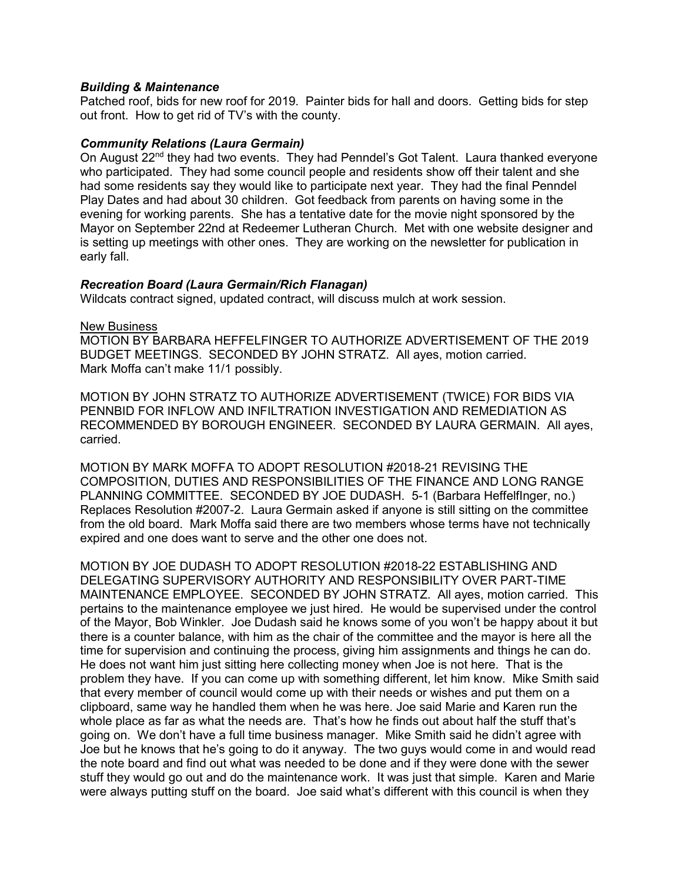***Building & Maintenance***
Patched roof, bids for new roof for 2019. Painter bids for hall and doors. Getting bids for step out front. How to get rid of TV's with the county.

***Community Relations (Laura Germain)***
On August 22nd they had two events. They had Penndel's Got Talent. Laura thanked everyone who participated. They had some council people and residents show off their talent and she had some residents say they would like to participate next year. They had the final Penndel Play Dates and had about 30 children. Got feedback from parents on having some in the evening for working parents. She has a tentative date for the movie night sponsored by the Mayor on September 22nd at Redeemer Lutheran Church. Met with one website designer and is setting up meetings with other ones. They are working on the newsletter for publication in early fall.

***Recreation Board (Laura Germain/Rich Flanagan)***
Wildcats contract signed, updated contract, will discuss mulch at work session.

New Business
MOTION BY BARBARA HEFFELFINGER TO AUTHORIZE ADVERTISEMENT OF THE 2019 BUDGET MEETINGS. SECONDED BY JOHN STRATZ. All ayes, motion carried.
Mark Moffa can't make 11/1 possibly.

MOTION BY JOHN STRATZ TO AUTHORIZE ADVERTISEMENT (TWICE) FOR BIDS VIA PENNBID FOR INFLOW AND INFILTRATION INVESTIGATION AND REMEDIATION AS RECOMMENDED BY BOROUGH ENGINEER. SECONDED BY LAURA GERMAIN. All ayes, carried.

MOTION BY MARK MOFFA TO ADOPT RESOLUTION #2018-21 REVISING THE COMPOSITION, DUTIES AND RESPONSIBILITIES OF THE FINANCE AND LONG RANGE PLANNING COMMITTEE. SECONDED BY JOE DUDASH. 5-1 (Barbara HeffelfInger, no.) Replaces Resolution #2007-2. Laura Germain asked if anyone is still sitting on the committee from the old board. Mark Moffa said there are two members whose terms have not technically expired and one does want to serve and the other one does not.

MOTION BY JOE DUDASH TO ADOPT RESOLUTION #2018-22 ESTABLISHING AND DELEGATING SUPERVISORY AUTHORITY AND RESPONSIBILITY OVER PART-TIME MAINTENANCE EMPLOYEE. SECONDED BY JOHN STRATZ. All ayes, motion carried. This pertains to the maintenance employee we just hired. He would be supervised under the control of the Mayor, Bob Winkler. Joe Dudash said he knows some of you won't be happy about it but there is a counter balance, with him as the chair of the committee and the mayor is here all the time for supervision and continuing the process, giving him assignments and things he can do. He does not want him just sitting here collecting money when Joe is not here. That is the problem they have. If you can come up with something different, let him know. Mike Smith said that every member of council would come up with their needs or wishes and put them on a clipboard, same way he handled them when he was here. Joe said Marie and Karen run the whole place as far as what the needs are. That's how he finds out about half the stuff that's going on. We don't have a full time business manager. Mike Smith said he didn't agree with Joe but he knows that he's going to do it anyway. The two guys would come in and would read the note board and find out what was needed to be done and if they were done with the sewer stuff they would go out and do the maintenance work. It was just that simple. Karen and Marie were always putting stuff on the board. Joe said what's different with this council is when they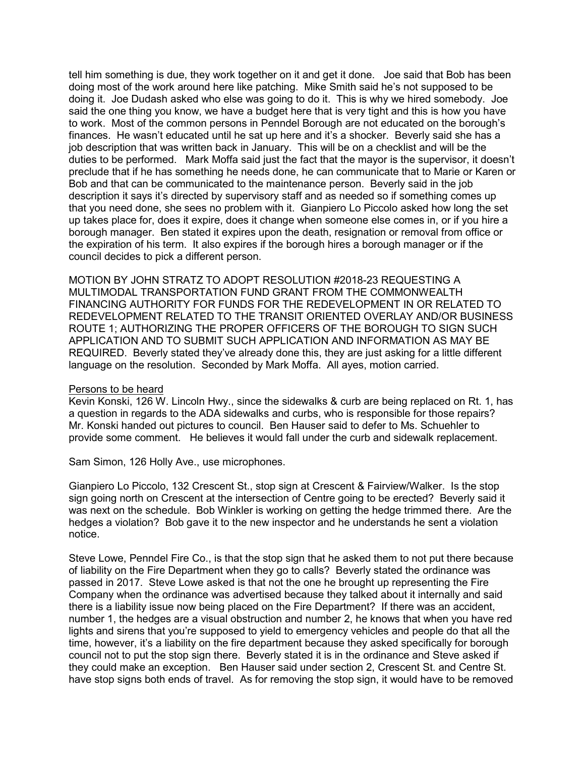tell him something is due, they work together on it and get it done. Joe said that Bob has been doing most of the work around here like patching. Mike Smith said he's not supposed to be doing it. Joe Dudash asked who else was going to do it. This is why we hired somebody. Joe said the one thing you know, we have a budget here that is very tight and this is how you have to work. Most of the common persons in Penndel Borough are not educated on the borough's finances. He wasn't educated until he sat up here and it's a shocker. Beverly said she has a job description that was written back in January. This will be on a checklist and will be the duties to be performed. Mark Moffa said just the fact that the mayor is the supervisor, it doesn't preclude that if he has something he needs done, he can communicate that to Marie or Karen or Bob and that can be communicated to the maintenance person. Beverly said in the job description it says it's directed by supervisory staff and as needed so if something comes up that you need done, she sees no problem with it. Gianpiero Lo Piccolo asked how long the set up takes place for, does it expire, does it change when someone else comes in, or if you hire a borough manager. Ben stated it expires upon the death, resignation or removal from office or the expiration of his term. It also expires if the borough hires a borough manager or if the council decides to pick a different person.

MOTION BY JOHN STRATZ TO ADOPT RESOLUTION #2018-23 REQUESTING A MULTIMODAL TRANSPORTATION FUND GRANT FROM THE COMMONWEALTH FINANCING AUTHORITY FOR FUNDS FOR THE REDEVELOPMENT IN OR RELATED TO REDEVELOPMENT RELATED TO THE TRANSIT ORIENTED OVERLAY AND/OR BUSINESS ROUTE 1; AUTHORIZING THE PROPER OFFICERS OF THE BOROUGH TO SIGN SUCH APPLICATION AND TO SUBMIT SUCH APPLICATION AND INFORMATION AS MAY BE REQUIRED. Beverly stated they've already done this, they are just asking for a little different language on the resolution. Seconded by Mark Moffa. All ayes, motion carried.

Persons to be heard

Kevin Konski, 126 W. Lincoln Hwy., since the sidewalks & curb are being replaced on Rt. 1, has a question in regards to the ADA sidewalks and curbs, who is responsible for those repairs? Mr. Konski handed out pictures to council. Ben Hauser said to defer to Ms. Schuehler to provide some comment. He believes it would fall under the curb and sidewalk replacement.

Sam Simon, 126 Holly Ave., use microphones.

Gianpiero Lo Piccolo, 132 Crescent St., stop sign at Crescent & Fairview/Walker. Is the stop sign going north on Crescent at the intersection of Centre going to be erected? Beverly said it was next on the schedule. Bob Winkler is working on getting the hedge trimmed there. Are the hedges a violation? Bob gave it to the new inspector and he understands he sent a violation notice.

Steve Lowe, Penndel Fire Co., is that the stop sign that he asked them to not put there because of liability on the Fire Department when they go to calls? Beverly stated the ordinance was passed in 2017. Steve Lowe asked is that not the one he brought up representing the Fire Company when the ordinance was advertised because they talked about it internally and said there is a liability issue now being placed on the Fire Department? If there was an accident, number 1, the hedges are a visual obstruction and number 2, he knows that when you have red lights and sirens that you're supposed to yield to emergency vehicles and people do that all the time, however, it's a liability on the fire department because they asked specifically for borough council not to put the stop sign there. Beverly stated it is in the ordinance and Steve asked if they could make an exception. Ben Hauser said under section 2, Crescent St. and Centre St. have stop signs both ends of travel. As for removing the stop sign, it would have to be removed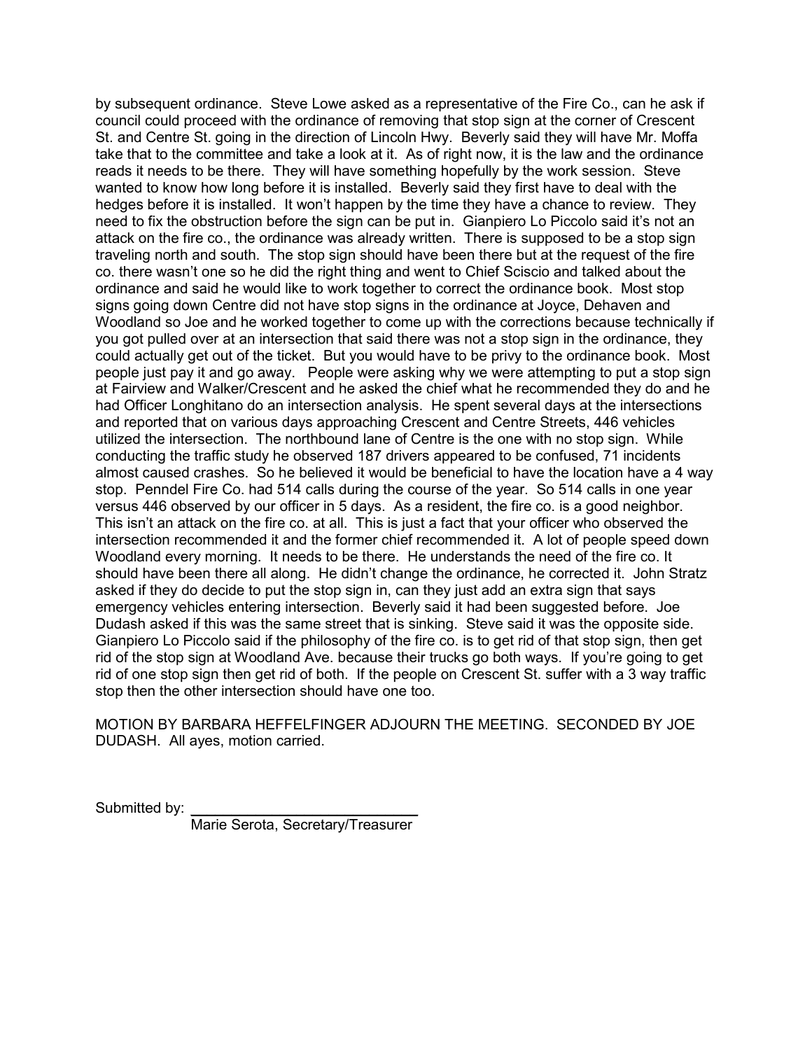by subsequent ordinance. Steve Lowe asked as a representative of the Fire Co., can he ask if council could proceed with the ordinance of removing that stop sign at the corner of Crescent St. and Centre St. going in the direction of Lincoln Hwy. Beverly said they will have Mr. Moffa take that to the committee and take a look at it. As of right now, it is the law and the ordinance reads it needs to be there. They will have something hopefully by the work session. Steve wanted to know how long before it is installed. Beverly said they first have to deal with the hedges before it is installed. It won't happen by the time they have a chance to review. They need to fix the obstruction before the sign can be put in. Gianpiero Lo Piccolo said it's not an attack on the fire co., the ordinance was already written. There is supposed to be a stop sign traveling north and south. The stop sign should have been there but at the request of the fire co. there wasn't one so he did the right thing and went to Chief Sciscio and talked about the ordinance and said he would like to work together to correct the ordinance book. Most stop signs going down Centre did not have stop signs in the ordinance at Joyce, Dehaven and Woodland so Joe and he worked together to come up with the corrections because technically if you got pulled over at an intersection that said there was not a stop sign in the ordinance, they could actually get out of the ticket. But you would have to be privy to the ordinance book. Most people just pay it and go away. People were asking why we were attempting to put a stop sign at Fairview and Walker/Crescent and he asked the chief what he recommended they do and he had Officer Longhitano do an intersection analysis. He spent several days at the intersections and reported that on various days approaching Crescent and Centre Streets, 446 vehicles utilized the intersection. The northbound lane of Centre is the one with no stop sign. While conducting the traffic study he observed 187 drivers appeared to be confused, 71 incidents almost caused crashes. So he believed it would be beneficial to have the location have a 4 way stop. Penndel Fire Co. had 514 calls during the course of the year. So 514 calls in one year versus 446 observed by our officer in 5 days. As a resident, the fire co. is a good neighbor. This isn't an attack on the fire co. at all. This is just a fact that your officer who observed the intersection recommended it and the former chief recommended it. A lot of people speed down Woodland every morning. It needs to be there. He understands the need of the fire co. It should have been there all along. He didn't change the ordinance, he corrected it. John Stratz asked if they do decide to put the stop sign in, can they just add an extra sign that says emergency vehicles entering intersection. Beverly said it had been suggested before. Joe Dudash asked if this was the same street that is sinking. Steve said it was the opposite side. Gianpiero Lo Piccolo said if the philosophy of the fire co. is to get rid of that stop sign, then get rid of the stop sign at Woodland Ave. because their trucks go both ways. If you're going to get rid of one stop sign then get rid of both. If the people on Crescent St. suffer with a 3 way traffic stop then the other intersection should have one too.

MOTION BY BARBARA HEFFELFINGER ADJOURN THE MEETING. SECONDED BY JOE DUDASH. All ayes, motion carried.

Submitted by: \_\_\_\_\_\_\_\_\_\_\_\_\_\_\_\_\_\_\_\_\_\_\_\_\_\_\_\_

Marie Serota, Secretary/Treasurer